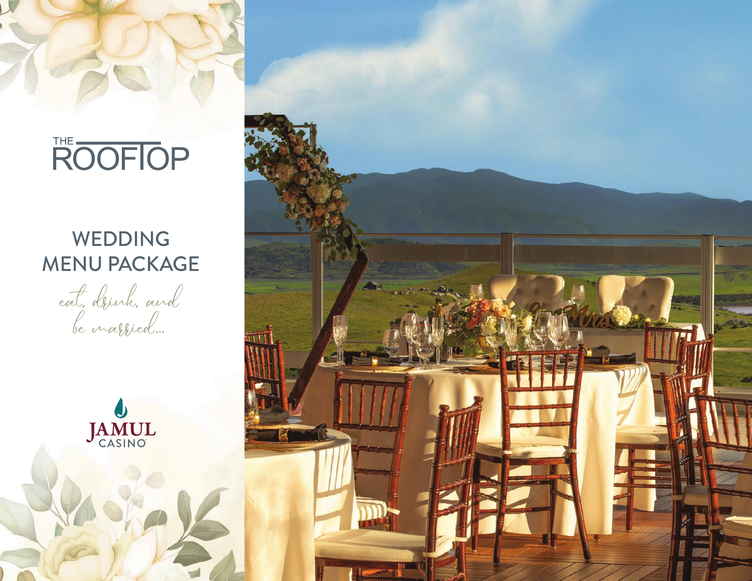# THE ROOFTOP

## WEDDING MENU PACKAGE

*eat, drink, and be married...*

JAMUL CASINO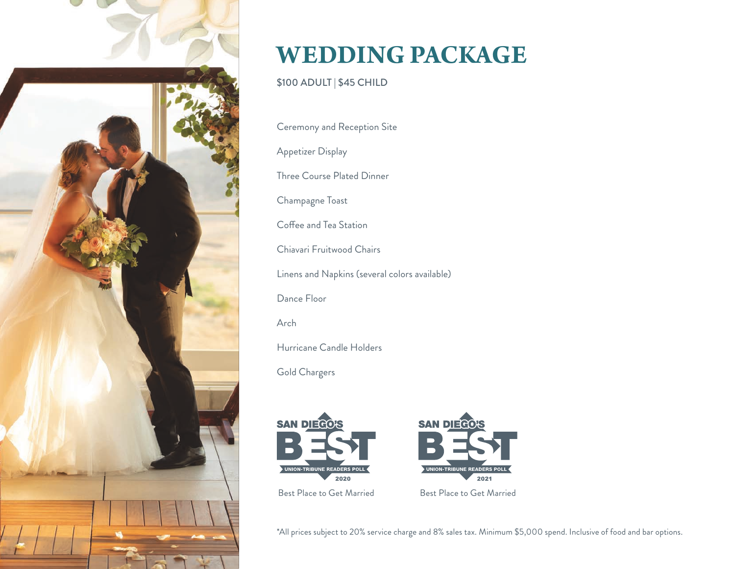# WEDDING PACKAGE

$100 ADULT | $45 CHILD

Ceremony and Reception Site

Appetizer Display

Three Course Plated Dinner

Champagne Toast

Coffee and Tea Station

Chiavari Fruitwood Chairs

Linens and Napkins (several colors available)

Dance Floor

Arch

Hurricane Candle Holders

Gold Chargers

SAN DIEGO'S BEST UNION-TRIBUNE READERS POLL 2020

Best Place to Get Married

SAN DIEGO'S BEST UNION-TRIBUNE READERS POLL 2021

Best Place to Get Married

*All prices subject to 20% service charge and 8% sales tax. Minimum $5,000 spend. Inclusive of food and bar options.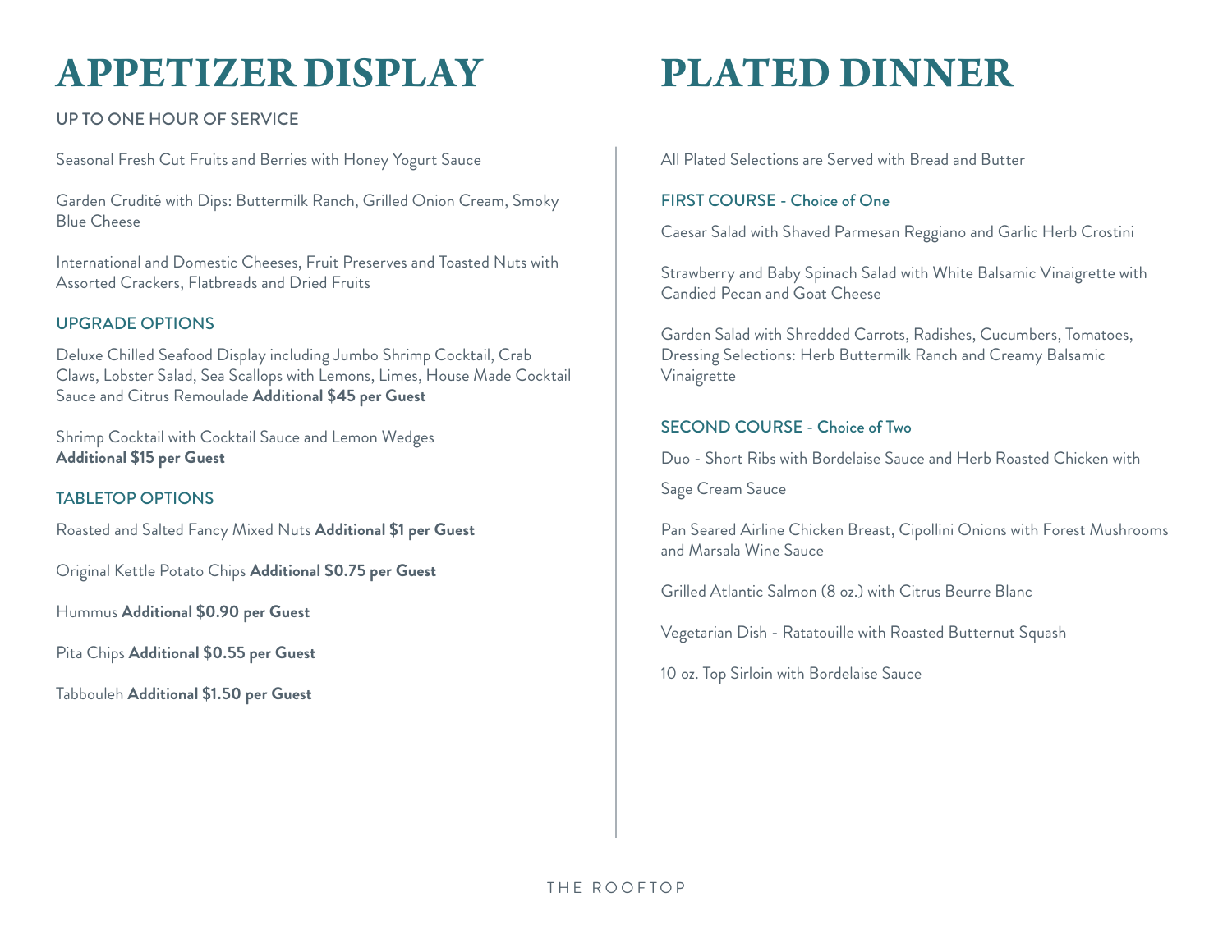# APPETIZER DISPLAY

UP TO ONE HOUR OF SERVICE

Seasonal Fresh Cut Fruits and Berries with Honey Yogurt Sauce

Garden Crudité with Dips: Buttermilk Ranch, Grilled Onion Cream, Smoky Blue Cheese

International and Domestic Cheeses, Fruit Preserves and Toasted Nuts with Assorted Crackers, Flatbreads and Dried Fruits

## UPGRADE OPTIONS

Deluxe Chilled Seafood Display including Jumbo Shrimp Cocktail, Crab Claws, Lobster Salad, Sea Scallops with Lemons, Limes, House Made Cocktail Sauce and Citrus Remoulade **Additional $45 per Guest**

Shrimp Cocktail with Cocktail Sauce and Lemon Wedges
**Additional $15 per Guest**

## TABLETOP OPTIONS

Roasted and Salted Fancy Mixed Nuts **Additional $1 per Guest**

Original Kettle Potato Chips **Additional $0.75 per Guest**

Hummus **Additional $0.90 per Guest**

Pita Chips **Additional $0.55 per Guest**

Tabbouleh **Additional $1.50 per Guest**

# PLATED DINNER

All Plated Selections are Served with Bread and Butter

## FIRST COURSE - Choice of One

Caesar Salad with Shaved Parmesan Reggiano and Garlic Herb Crostini

Strawberry and Baby Spinach Salad with White Balsamic Vinaigrette with Candied Pecan and Goat Cheese

Garden Salad with Shredded Carrots, Radishes, Cucumbers, Tomatoes, Dressing Selections: Herb Buttermilk Ranch and Creamy Balsamic Vinaigrette

## SECOND COURSE - Choice of Two

Duo - Short Ribs with Bordelaise Sauce and Herb Roasted Chicken with Sage Cream Sauce

Pan Seared Airline Chicken Breast, Cipollini Onions with Forest Mushrooms and Marsala Wine Sauce

Grilled Atlantic Salmon (8 oz.) with Citrus Beurre Blanc

Vegetarian Dish - Ratatouille with Roasted Butternut Squash

10 oz. Top Sirloin with Bordelaise Sauce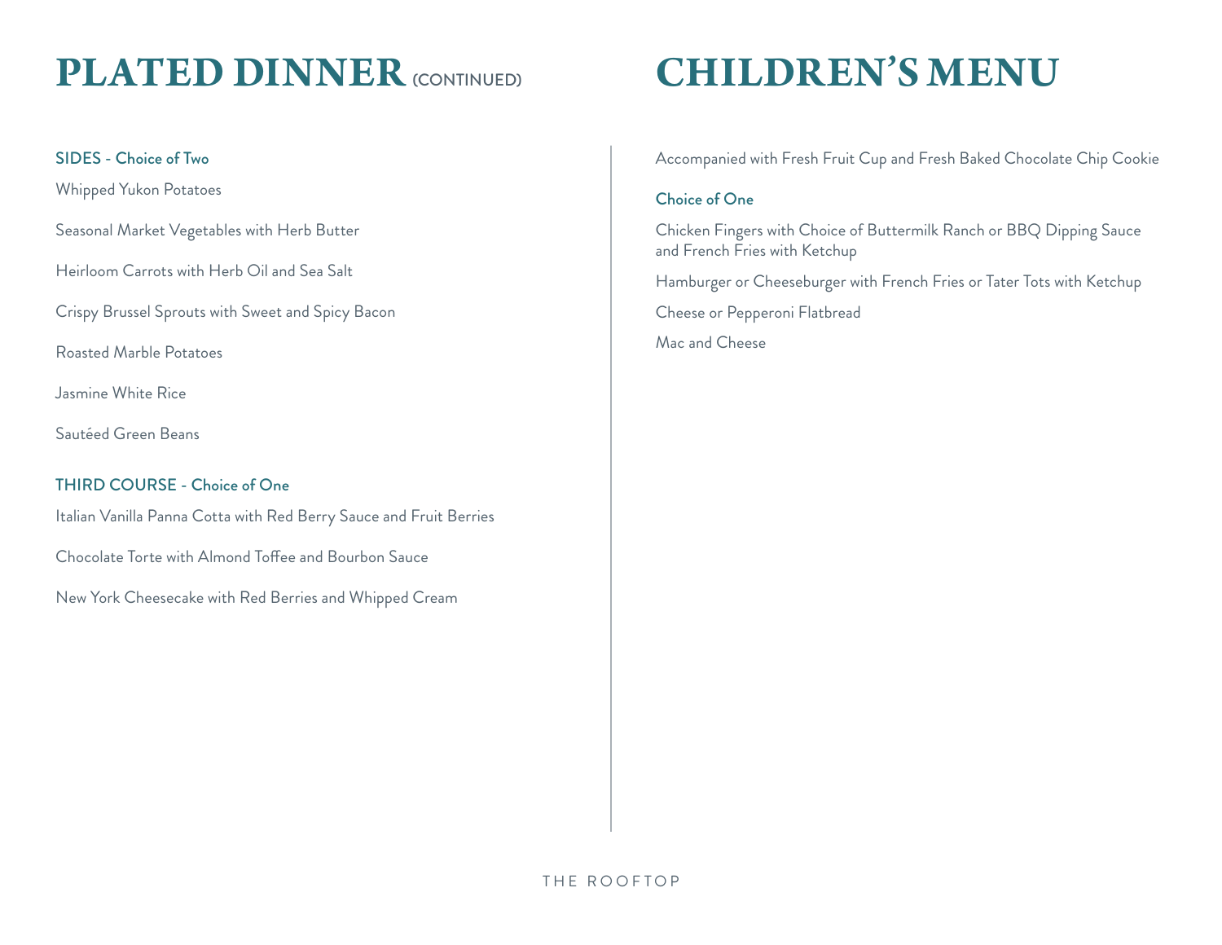# PLATED DINNER (CONTINUED)

### SIDES - Choice of Two

Whipped Yukon Potatoes

Seasonal Market Vegetables with Herb Butter

Heirloom Carrots with Herb Oil and Sea Salt

Crispy Brussel Sprouts with Sweet and Spicy Bacon

Roasted Marble Potatoes

Jasmine White Rice

Sautéed Green Beans

### THIRD COURSE - Choice of One

Italian Vanilla Panna Cotta with Red Berry Sauce and Fruit Berries

Chocolate Torte with Almond Toffee and Bourbon Sauce

New York Cheesecake with Red Berries and Whipped Cream

# CHILDREN'S MENU

Accompanied with Fresh Fruit Cup and Fresh Baked Chocolate Chip Cookie

### Choice of One

Chicken Fingers with Choice of Buttermilk Ranch or BBQ Dipping Sauce and French Fries with Ketchup

Hamburger or Cheeseburger with French Fries or Tater Tots with Ketchup

Cheese or Pepperoni Flatbread

Mac and Cheese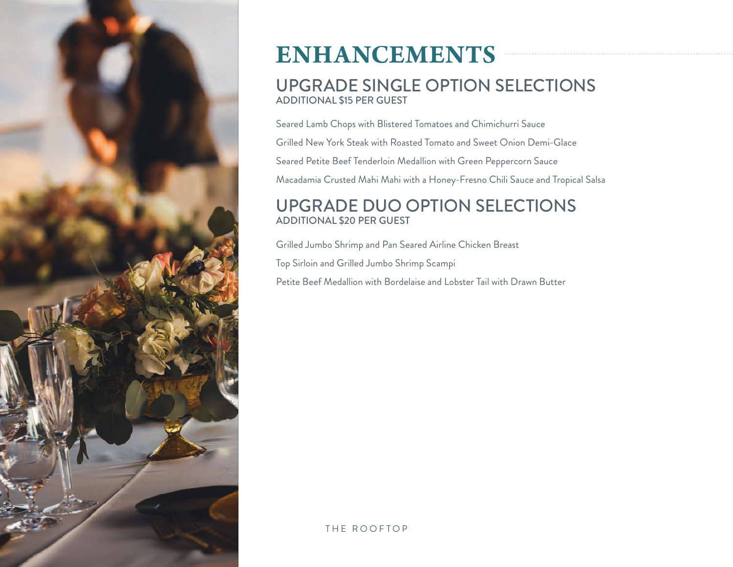# ENHANCEMENTS

## UPGRADE SINGLE OPTION SELECTIONS

**ADDITIONAL $15 PER GUEST**

Seared Lamb Chops with Blistered Tomatoes and Chimichurri Sauce

Grilled New York Steak with Roasted Tomato and Sweet Onion Demi-Glace

Seared Petite Beef Tenderloin Medallion with Green Peppercorn Sauce

Macadamia Crusted Mahi Mahi with a Honey-Fresno Chili Sauce and Tropical Salsa

## UPGRADE DUO OPTION SELECTIONS

**ADDITIONAL $20 PER GUEST**

Grilled Jumbo Shrimp and Pan Seared Airline Chicken Breast

Top Sirloin and Grilled Jumbo Shrimp Scampi

Petite Beef Medallion with Bordelaise and Lobster Tail with Drawn Butter